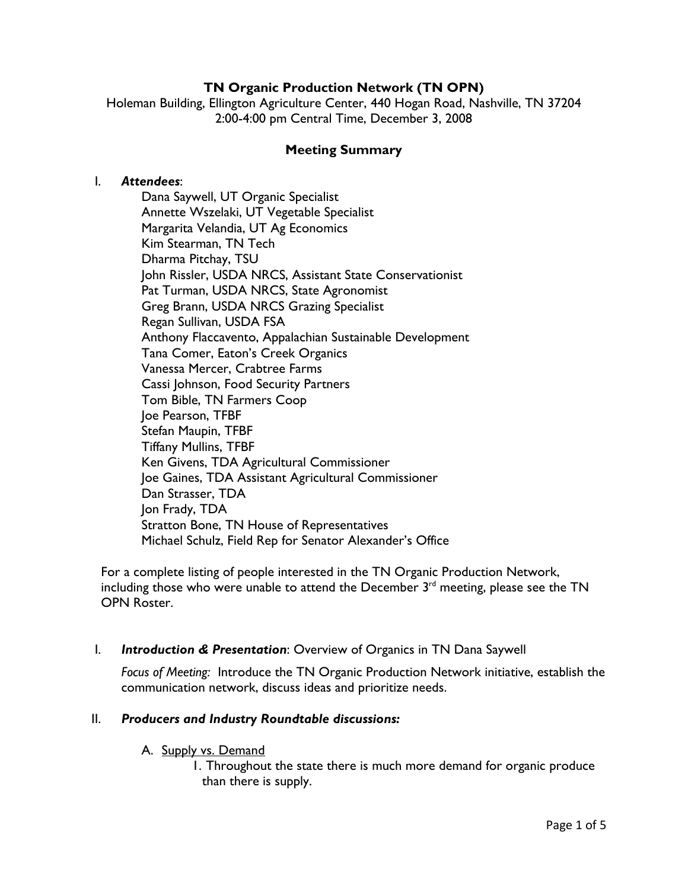**TN Organic Production Network (TN OPN)**

Holeman Building, Ellington Agriculture Center, 440 Hogan Road, Nashville, TN 37204
2:00-4:00 pm Central Time, December 3, 2008

## Meeting Summary

I. ***Attendees***:

Dana Saywell, UT Organic Specialist
Annette Wszelaki, UT Vegetable Specialist
Margarita Velandia, UT Ag Economics
Kim Stearman, TN Tech
Dharma Pitchay, TSU
John Rissler, USDA NRCS, Assistant State Conservationist
Pat Turman, USDA NRCS, State Agronomist
Greg Brann, USDA NRCS Grazing Specialist
Regan Sullivan, USDA FSA
Anthony Flaccavento, Appalachian Sustainable Development
Tana Comer, Eaton's Creek Organics
Vanessa Mercer, Crabtree Farms
Cassi Johnson, Food Security Partners
Tom Bible, TN Farmers Coop
Joe Pearson, TFBF
Stefan Maupin, TFBF
Tiffany Mullins, TFBF
Ken Givens, TDA Agricultural Commissioner
Joe Gaines, TDA Assistant Agricultural Commissioner
Dan Strasser, TDA
Jon Frady, TDA
Stratton Bone, TN House of Representatives
Michael Schulz, Field Rep for Senator Alexander's Office

For a complete listing of people interested in the TN Organic Production Network, including those who were unable to attend the December 3rd meeting, please see the TN OPN Roster.

I. ***Introduction & Presentation***: Overview of Organics in TN Dana Saywell

*Focus of Meeting:* Introduce the TN Organic Production Network initiative, establish the communication network, discuss ideas and prioritize needs.

II. ***Producers and Industry Roundtable discussions:***

A. <u>Supply vs. Demand</u>

1. Throughout the state there is much more demand for organic produce than there is supply.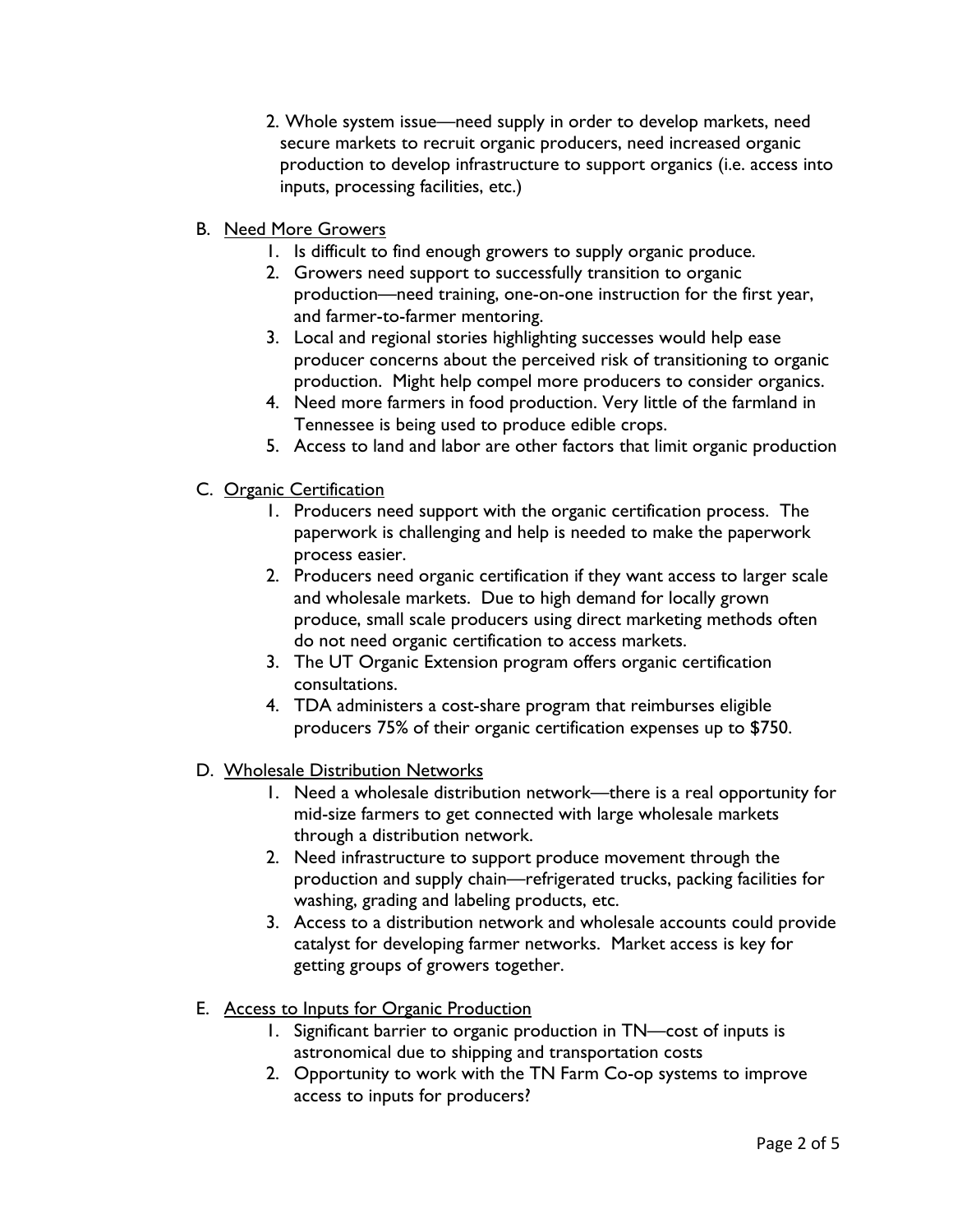2. Whole system issue—need supply in order to develop markets, need secure markets to recruit organic producers, need increased organic production to develop infrastructure to support organics (i.e. access into inputs, processing facilities, etc.)

B. <u>Need More Growers</u>

1. Is difficult to find enough growers to supply organic produce.
2. Growers need support to successfully transition to organic production—need training, one-on-one instruction for the first year, and farmer-to-farmer mentoring.
3. Local and regional stories highlighting successes would help ease producer concerns about the perceived risk of transitioning to organic production. Might help compel more producers to consider organics.
4. Need more farmers in food production. Very little of the farmland in Tennessee is being used to produce edible crops.
5. Access to land and labor are other factors that limit organic production

C. <u>Organic Certification</u>

1. Producers need support with the organic certification process. The paperwork is challenging and help is needed to make the paperwork process easier.
2. Producers need organic certification if they want access to larger scale and wholesale markets. Due to high demand for locally grown produce, small scale producers using direct marketing methods often do not need organic certification to access markets.
3. The UT Organic Extension program offers organic certification consultations.
4. TDA administers a cost-share program that reimburses eligible producers 75% of their organic certification expenses up to $750.

D. <u>Wholesale Distribution Networks</u>

1. Need a wholesale distribution network—there is a real opportunity for mid-size farmers to get connected with large wholesale markets through a distribution network.
2. Need infrastructure to support produce movement through the production and supply chain—refrigerated trucks, packing facilities for washing, grading and labeling products, etc.
3. Access to a distribution network and wholesale accounts could provide catalyst for developing farmer networks. Market access is key for getting groups of growers together.

E. <u>Access to Inputs for Organic Production</u>

1. Significant barrier to organic production in TN—cost of inputs is astronomical due to shipping and transportation costs
2. Opportunity to work with the TN Farm Co-op systems to improve access to inputs for producers?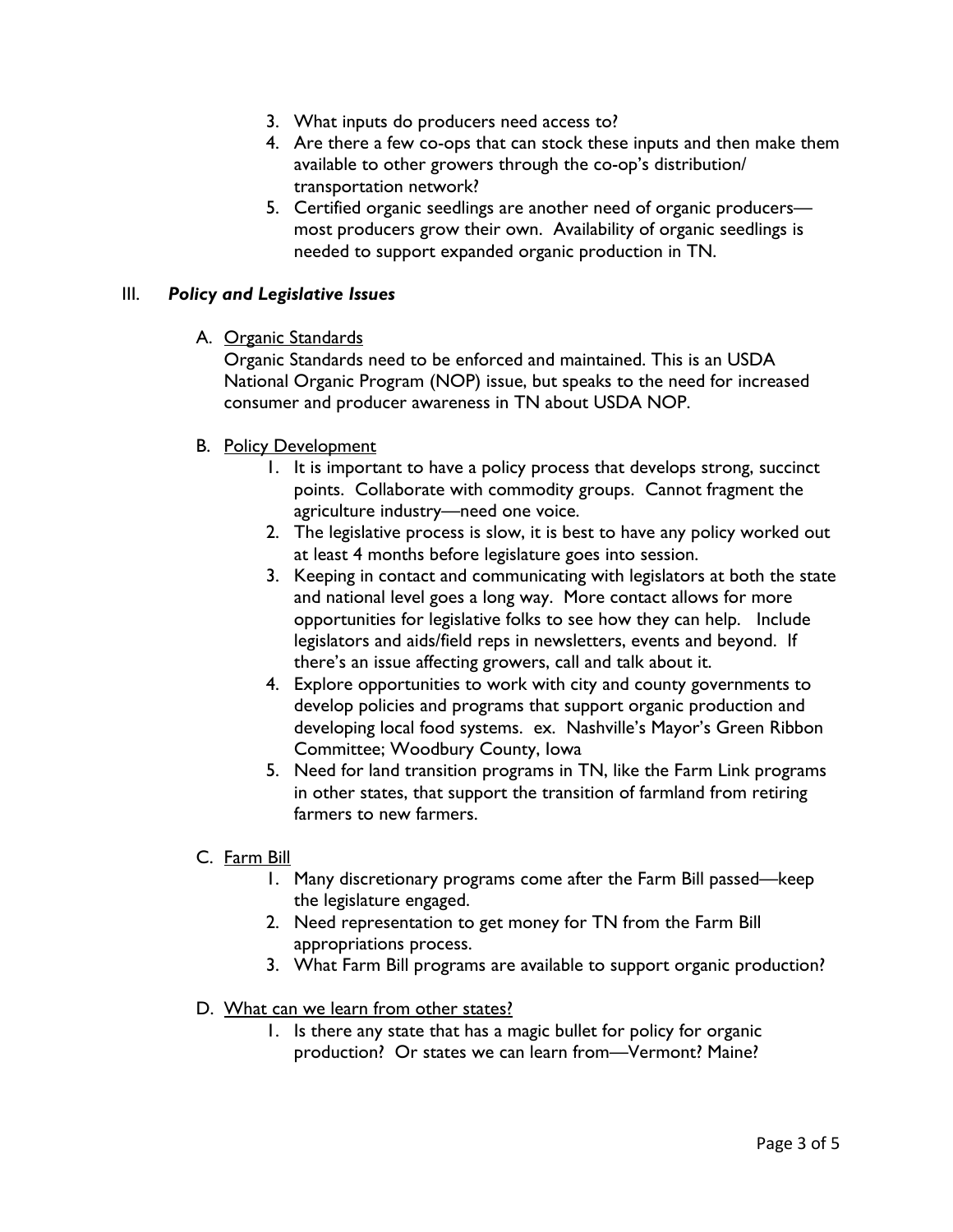3. What inputs do producers need access to?
4. Are there a few co-ops that can stock these inputs and then make them available to other growers through the co-op's distribution/ transportation network?
5. Certified organic seedlings are another need of organic producers—most producers grow their own. Availability of organic seedlings is needed to support expanded organic production in TN.

## III. ***Policy and Legislative Issues***

A. Organic Standards

Organic Standards need to be enforced and maintained. This is an USDA National Organic Program (NOP) issue, but speaks to the need for increased consumer and producer awareness in TN about USDA NOP.

B. Policy Development

1. It is important to have a policy process that develops strong, succinct points. Collaborate with commodity groups. Cannot fragment the agriculture industry—need one voice.
2. The legislative process is slow, it is best to have any policy worked out at least 4 months before legislature goes into session.
3. Keeping in contact and communicating with legislators at both the state and national level goes a long way. More contact allows for more opportunities for legislative folks to see how they can help. Include legislators and aids/field reps in newsletters, events and beyond. If there's an issue affecting growers, call and talk about it.
4. Explore opportunities to work with city and county governments to develop policies and programs that support organic production and developing local food systems. ex. Nashville's Mayor's Green Ribbon Committee; Woodbury County, Iowa
5. Need for land transition programs in TN, like the Farm Link programs in other states, that support the transition of farmland from retiring farmers to new farmers.

C. Farm Bill

1. Many discretionary programs come after the Farm Bill passed—keep the legislature engaged.
2. Need representation to get money for TN from the Farm Bill appropriations process.
3. What Farm Bill programs are available to support organic production?

D. What can we learn from other states?

1. Is there any state that has a magic bullet for policy for organic production? Or states we can learn from—Vermont? Maine?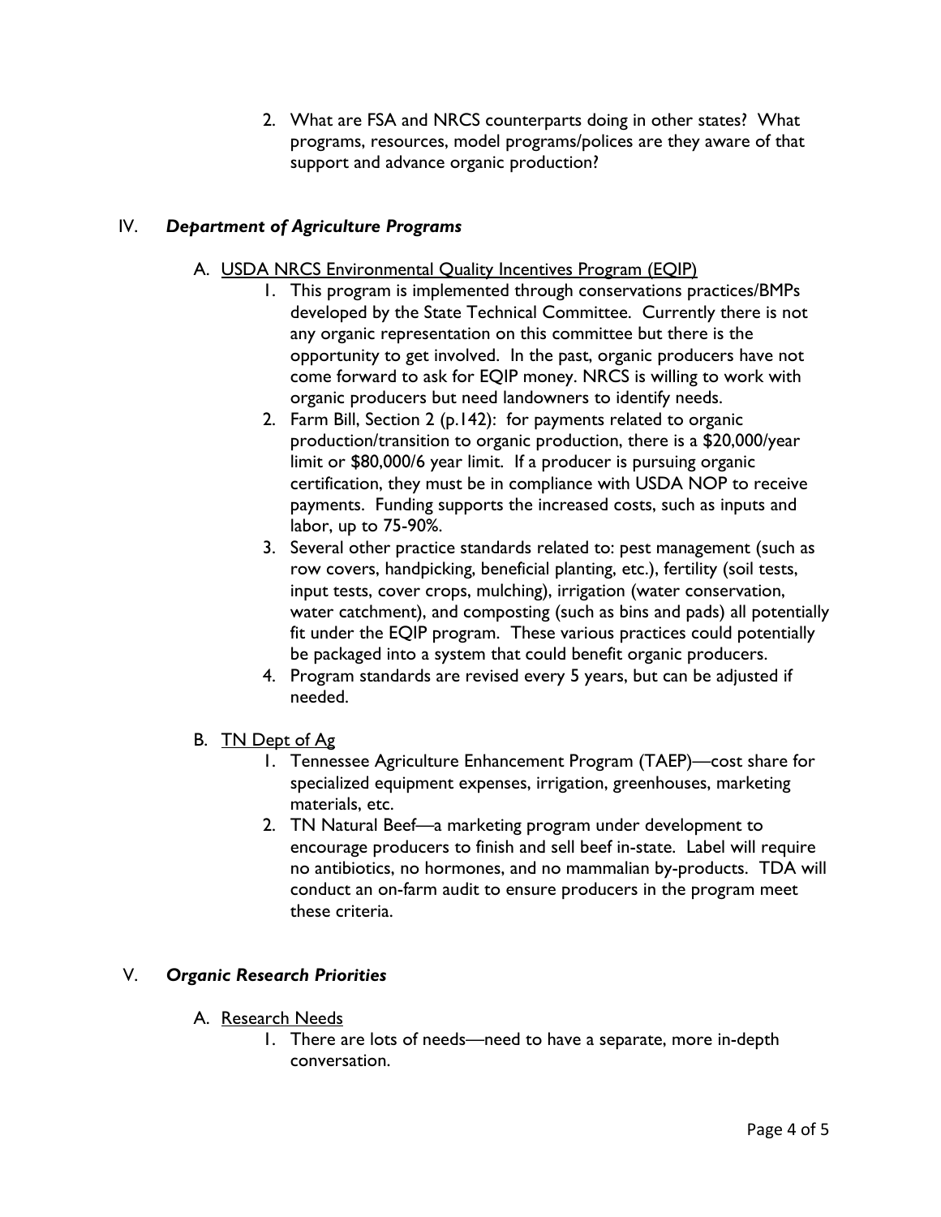2. What are FSA and NRCS counterparts doing in other states? What programs, resources, model programs/polices are they aware of that support and advance organic production?

## IV. ***Department of Agriculture Programs***

A. <u>USDA NRCS Environmental Quality Incentives Program (EQIP)</u>

1. This program is implemented through conservations practices/BMPs developed by the State Technical Committee. Currently there is not any organic representation on this committee but there is the opportunity to get involved. In the past, organic producers have not come forward to ask for EQIP money. NRCS is willing to work with organic producers but need landowners to identify needs.
2. Farm Bill, Section 2 (p.142): for payments related to organic production/transition to organic production, there is a $20,000/year limit or $80,000/6 year limit. If a producer is pursuing organic certification, they must be in compliance with USDA NOP to receive payments. Funding supports the increased costs, such as inputs and labor, up to 75-90%.
3. Several other practice standards related to: pest management (such as row covers, handpicking, beneficial planting, etc.), fertility (soil tests, input tests, cover crops, mulching), irrigation (water conservation, water catchment), and composting (such as bins and pads) all potentially fit under the EQIP program. These various practices could potentially be packaged into a system that could benefit organic producers.
4. Program standards are revised every 5 years, but can be adjusted if needed.

B. <u>TN Dept of Ag</u>

1. Tennessee Agriculture Enhancement Program (TAEP)—cost share for specialized equipment expenses, irrigation, greenhouses, marketing materials, etc.
2. TN Natural Beef—a marketing program under development to encourage producers to finish and sell beef in-state. Label will require no antibiotics, no hormones, and no mammalian by-products. TDA will conduct an on-farm audit to ensure producers in the program meet these criteria.

## V. ***Organic Research Priorities***

A. <u>Research Needs</u>

1. There are lots of needs—need to have a separate, more in-depth conversation.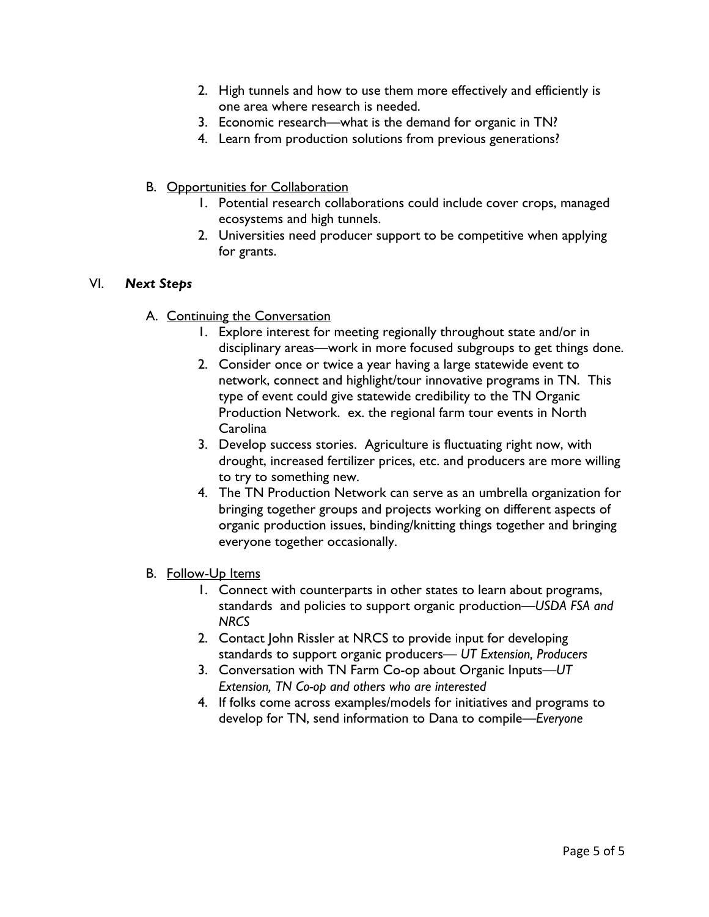2. High tunnels and how to use them more effectively and efficiently is one area where research is needed.
3. Economic research—what is the demand for organic in TN?
4. Learn from production solutions from previous generations?

B. Opportunities for Collaboration

1. Potential research collaborations could include cover crops, managed ecosystems and high tunnels.
2. Universities need producer support to be competitive when applying for grants.

## VI. *Next Steps*

A. Continuing the Conversation

1. Explore interest for meeting regionally throughout state and/or in disciplinary areas—work in more focused subgroups to get things done.
2. Consider once or twice a year having a large statewide event to network, connect and highlight/tour innovative programs in TN. This type of event could give statewide credibility to the TN Organic Production Network. ex. the regional farm tour events in North Carolina
3. Develop success stories. Agriculture is fluctuating right now, with drought, increased fertilizer prices, etc. and producers are more willing to try to something new.
4. The TN Production Network can serve as an umbrella organization for bringing together groups and projects working on different aspects of organic production issues, binding/knitting things together and bringing everyone together occasionally.

B. Follow-Up Items

1. Connect with counterparts in other states to learn about programs, standards and policies to support organic production—*USDA FSA and NRCS*
2. Contact John Rissler at NRCS to provide input for developing standards to support organic producers— *UT Extension, Producers*
3. Conversation with TN Farm Co-op about Organic Inputs—*UT Extension, TN Co-op and others who are interested*
4. If folks come across examples/models for initiatives and programs to develop for TN, send information to Dana to compile—*Everyone*